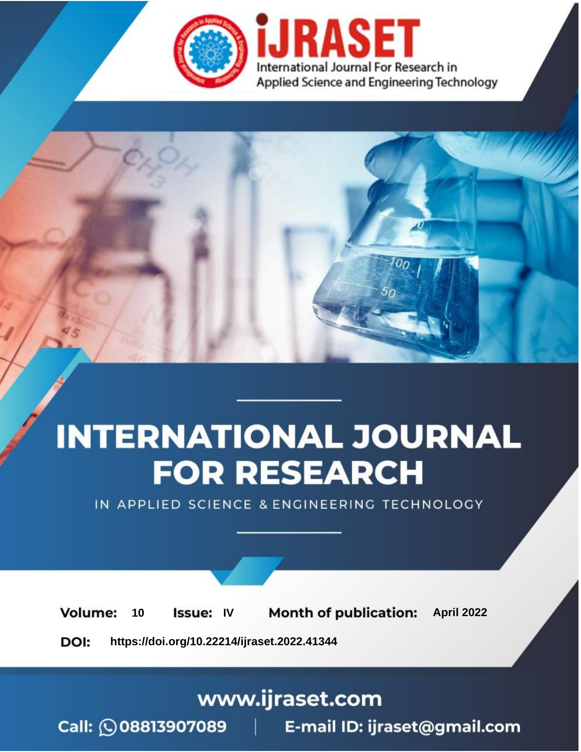iJRASET

International Journal For Research in Applied Science and Engineering Technology

# INTERNATIONAL JOURNAL FOR RESEARCH

IN APPLIED SCIENCE & ENGINEERING TECHNOLOGY

**Volume:** 10 **Issue:** IV **Month of publication:** April 2022

**DOI:** https://doi.org/10.22214/ijraset.2022.41344

www.ijraset.com

Call: 08813907089 | E-mail ID: ijraset@gmail.com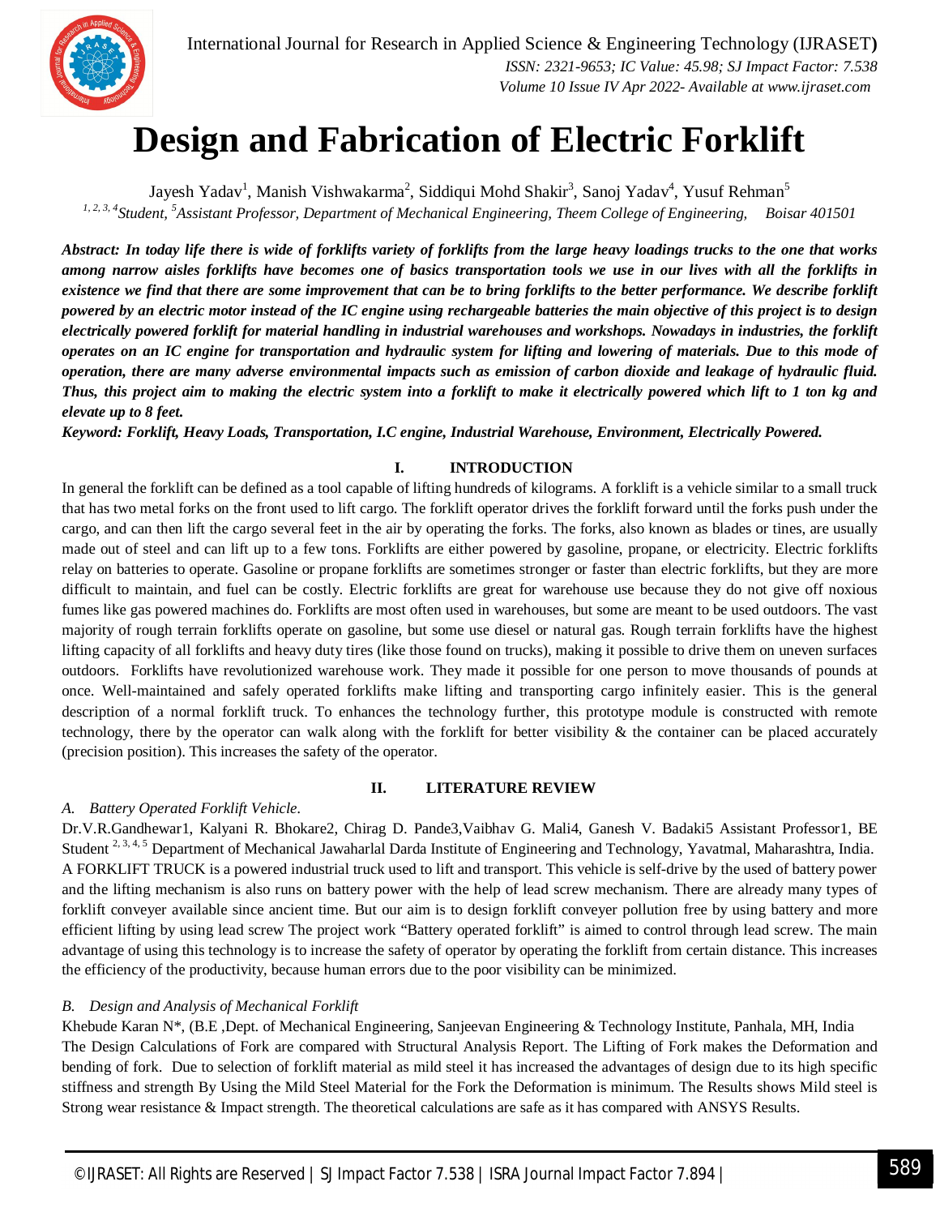# Design and Fabrication of Electric Forklift

Jayesh Yadav[1], Manish Vishwakarma[2], Siddiqui Mohd Shakir[3], Sanoj Yadav[4], Yusuf Rehman[5]

[1, 2, 3, 4]*Student,* [5]*Assistant Professor, Department of Mechanical Engineering, Theem College of Engineering, Boisar 401501*

***Abstract: In today life there is wide of forklifts variety of forklifts from the large heavy loadings trucks to the one that works among narrow aisles forklifts have becomes one of basics transportation tools we use in our lives with all the forklifts in existence we find that there are some improvement that can be to bring forklifts to the better performance. We describe forklift powered by an electric motor instead of the IC engine using rechargeable batteries the main objective of this project is to design electrically powered forklift for material handling in industrial warehouses and workshops. Nowadays in industries, the forklift operates on an IC engine for transportation and hydraulic system for lifting and lowering of materials. Due to this mode of operation, there are many adverse environmental impacts such as emission of carbon dioxide and leakage of hydraulic fluid. Thus, this project aim to making the electric system into a forklift to make it electrically powered which lift to 1 ton kg and elevate up to 8 feet.***

***Keyword: Forklift, Heavy Loads, Transportation, I.C engine, Industrial Warehouse, Environment, Electrically Powered.***

## I. INTRODUCTION

In general the forklift can be defined as a tool capable of lifting hundreds of kilograms. A forklift is a vehicle similar to a small truck that has two metal forks on the front used to lift cargo. The forklift operator drives the forklift forward until the forks push under the cargo, and can then lift the cargo several feet in the air by operating the forks. The forks, also known as blades or tines, are usually made out of steel and can lift up to a few tons. Forklifts are either powered by gasoline, propane, or electricity. Electric forklifts relay on batteries to operate. Gasoline or propane forklifts are sometimes stronger or faster than electric forklifts, but they are more difficult to maintain, and fuel can be costly. Electric forklifts are great for warehouse use because they do not give off noxious fumes like gas powered machines do. Forklifts are most often used in warehouses, but some are meant to be used outdoors. The vast majority of rough terrain forklifts operate on gasoline, but some use diesel or natural gas. Rough terrain forklifts have the highest lifting capacity of all forklifts and heavy duty tires (like those found on trucks), making it possible to drive them on uneven surfaces outdoors. Forklifts have revolutionized warehouse work. They made it possible for one person to move thousands of pounds at once. Well-maintained and safely operated forklifts make lifting and transporting cargo infinitely easier. This is the general description of a normal forklift truck. To enhances the technology further, this prototype module is constructed with remote technology, there by the operator can walk along with the forklift for better visibility & the container can be placed accurately (precision position). This increases the safety of the operator.

## II. LITERATURE REVIEW

### *A. Battery Operated Forklift Vehicle.*

Dr.V.R.Gandhewar1, Kalyani R. Bhokare2, Chirag D. Pande3,Vaibhav G. Mali4, Ganesh V. Badaki5 Assistant Professor1, BE Student [2, 3, 4, 5] Department of Mechanical Jawaharlal Darda Institute of Engineering and Technology, Yavatmal, Maharashtra, India.

A FORKLIFT TRUCK is a powered industrial truck used to lift and transport. This vehicle is self-drive by the used of battery power and the lifting mechanism is also runs on battery power with the help of lead screw mechanism. There are already many types of forklift conveyer available since ancient time. But our aim is to design forklift conveyer pollution free by using battery and more efficient lifting by using lead screw The project work "Battery operated forklift" is aimed to control through lead screw. The main advantage of using this technology is to increase the safety of operator by operating the forklift from certain distance. This increases the efficiency of the productivity, because human errors due to the poor visibility can be minimized.

### *B. Design and Analysis of Mechanical Forklift*

Khebude Karan N*, (B.E ,Dept. of Mechanical Engineering, Sanjeevan Engineering & Technology Institute, Panhala, MH, India

The Design Calculations of Fork are compared with Structural Analysis Report. The Lifting of Fork makes the Deformation and bending of fork. Due to selection of forklift material as mild steel it has increased the advantages of design due to its high specific stiffness and strength By Using the Mild Steel Material for the Fork the Deformation is minimum. The Results shows Mild steel is Strong wear resistance & Impact strength. The theoretical calculations are safe as it has compared with ANSYS Results.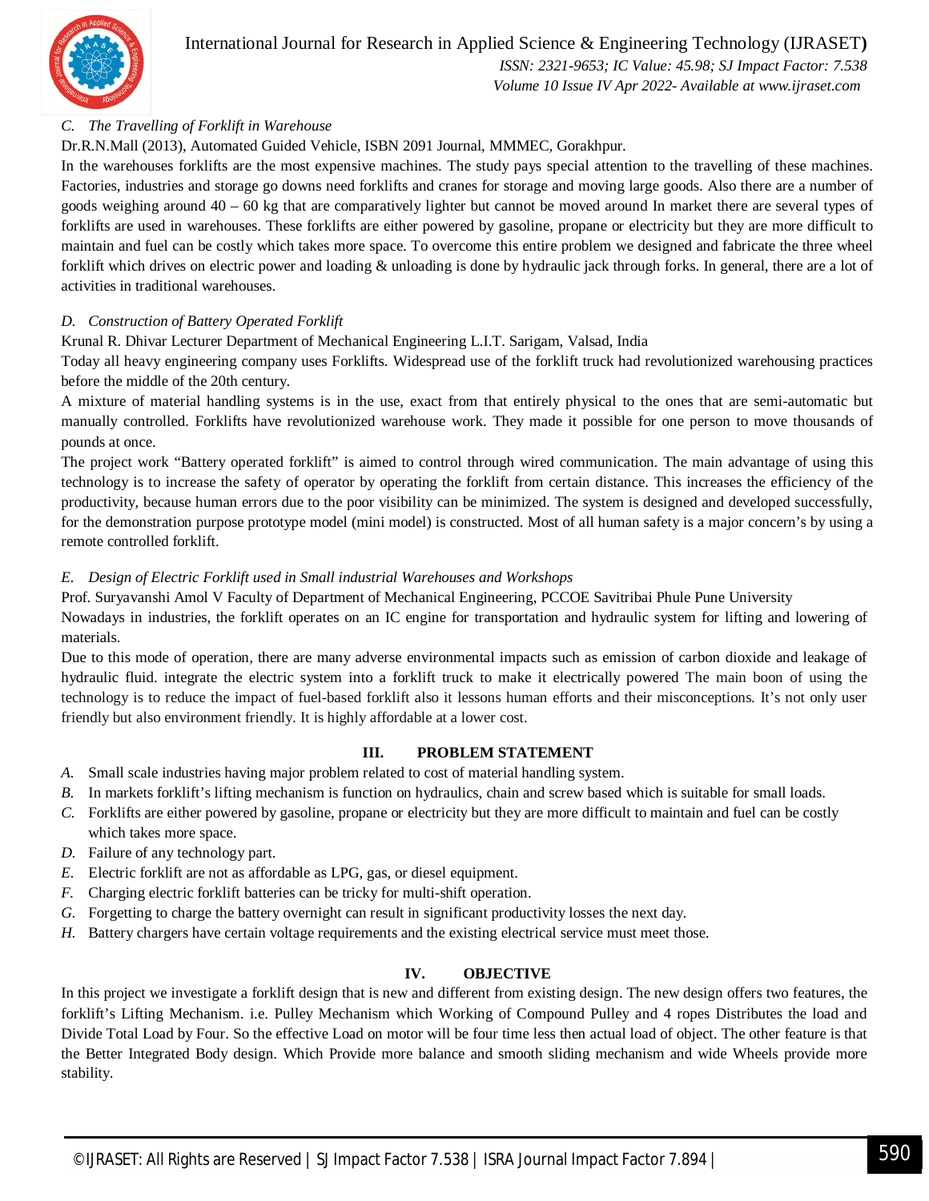### C. The Travelling of Forklift in Warehouse

Dr.R.N.Mall (2013), Automated Guided Vehicle, ISBN 2091 Journal, MMMEC, Gorakhpur.

In the warehouses forklifts are the most expensive machines. The study pays special attention to the travelling of these machines. Factories, industries and storage go downs need forklifts and cranes for storage and moving large goods. Also there are a number of goods weighing around 40 – 60 kg that are comparatively lighter but cannot be moved around In market there are several types of forklifts are used in warehouses. These forklifts are either powered by gasoline, propane or electricity but they are more difficult to maintain and fuel can be costly which takes more space. To overcome this entire problem we designed and fabricate the three wheel forklift which drives on electric power and loading & unloading is done by hydraulic jack through forks. In general, there are a lot of activities in traditional warehouses.

### D. Construction of Battery Operated Forklift

Krunal R. Dhivar Lecturer Department of Mechanical Engineering L.I.T. Sarigam, Valsad, India

Today all heavy engineering company uses Forklifts. Widespread use of the forklift truck had revolutionized warehousing practices before the middle of the 20th century.

A mixture of material handling systems is in the use, exact from that entirely physical to the ones that are semi-automatic but manually controlled. Forklifts have revolutionized warehouse work. They made it possible for one person to move thousands of pounds at once.

The project work "Battery operated forklift" is aimed to control through wired communication. The main advantage of using this technology is to increase the safety of operator by operating the forklift from certain distance. This increases the efficiency of the productivity, because human errors due to the poor visibility can be minimized. The system is designed and developed successfully, for the demonstration purpose prototype model (mini model) is constructed. Most of all human safety is a major concern's by using a remote controlled forklift.

### E. Design of Electric Forklift used in Small industrial Warehouses and Workshops

Prof. Suryavanshi Amol V Faculty of Department of Mechanical Engineering, PCCOE Savitribai Phule Pune University

Nowadays in industries, the forklift operates on an IC engine for transportation and hydraulic system for lifting and lowering of materials.

Due to this mode of operation, there are many adverse environmental impacts such as emission of carbon dioxide and leakage of hydraulic fluid. integrate the electric system into a forklift truck to make it electrically powered The main boon of using the technology is to reduce the impact of fuel-based forklift also it lessons human efforts and their misconceptions. It's not only user friendly but also environment friendly. It is highly affordable at a lower cost.

## III. PROBLEM STATEMENT

A. Small scale industries having major problem related to cost of material handling system.
B. In markets forklift's lifting mechanism is function on hydraulics, chain and screw based which is suitable for small loads.
C. Forklifts are either powered by gasoline, propane or electricity but they are more difficult to maintain and fuel can be costly which takes more space.
D. Failure of any technology part.
E. Electric forklift are not as affordable as LPG, gas, or diesel equipment.
F. Charging electric forklift batteries can be tricky for multi-shift operation.
G. Forgetting to charge the battery overnight can result in significant productivity losses the next day.
H. Battery chargers have certain voltage requirements and the existing electrical service must meet those.

## IV. OBJECTIVE

In this project we investigate a forklift design that is new and different from existing design. The new design offers two features, the forklift's Lifting Mechanism. i.e. Pulley Mechanism which Working of Compound Pulley and 4 ropes Distributes the load and Divide Total Load by Four. So the effective Load on motor will be four time less then actual load of object. The other feature is that the Better Integrated Body design. Which Provide more balance and smooth sliding mechanism and wide Wheels provide more stability.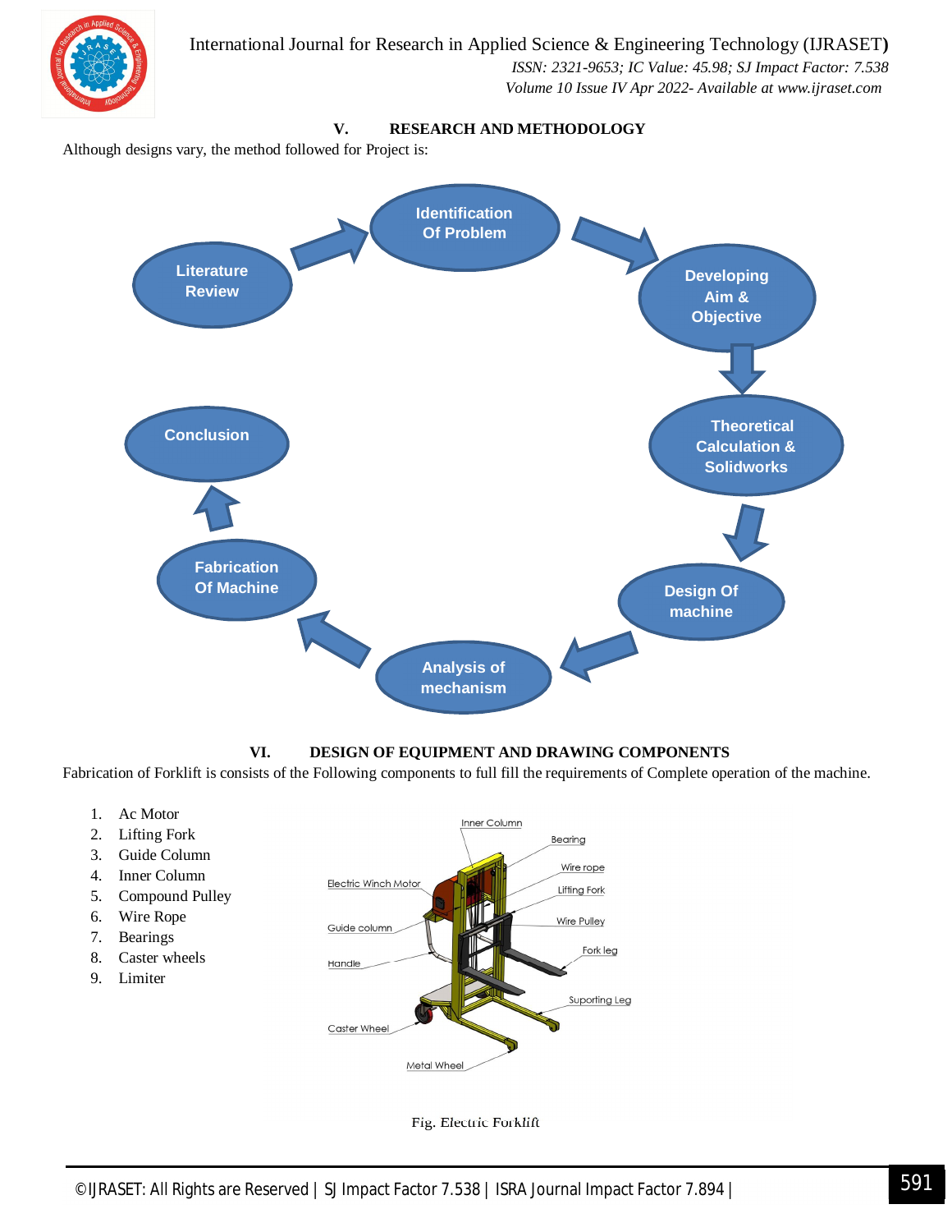## V. RESEARCH AND METHODOLOGY

Although designs vary, the method followed for Project is:

Literature Review → Identification Of Problem → Developing Aim & Objective → Theoretical Calculation & Solidworks → Design Of machine → Analysis of mechanism → Fabrication Of Machine → Conclusion

## VI. DESIGN OF EQUIPMENT AND DRAWING COMPONENTS

Fabrication of Forklift is consists of the Following components to full fill the requirements of Complete operation of the machine.

1. Ac Motor
2. Lifting Fork
3. Guide Column
4. Inner Column
5. Compound Pulley
6. Wire Rope
7. Bearings
8. Caster wheels
9. Limiter

Inner Column, Bearing, Wire rope, Electric Winch Motor, Lifting Fork, Wire Pulley, Guide column, Fork leg, Handle, Suporting Leg, Caster Wheel, Metal Wheel

Fig. Electric Forklift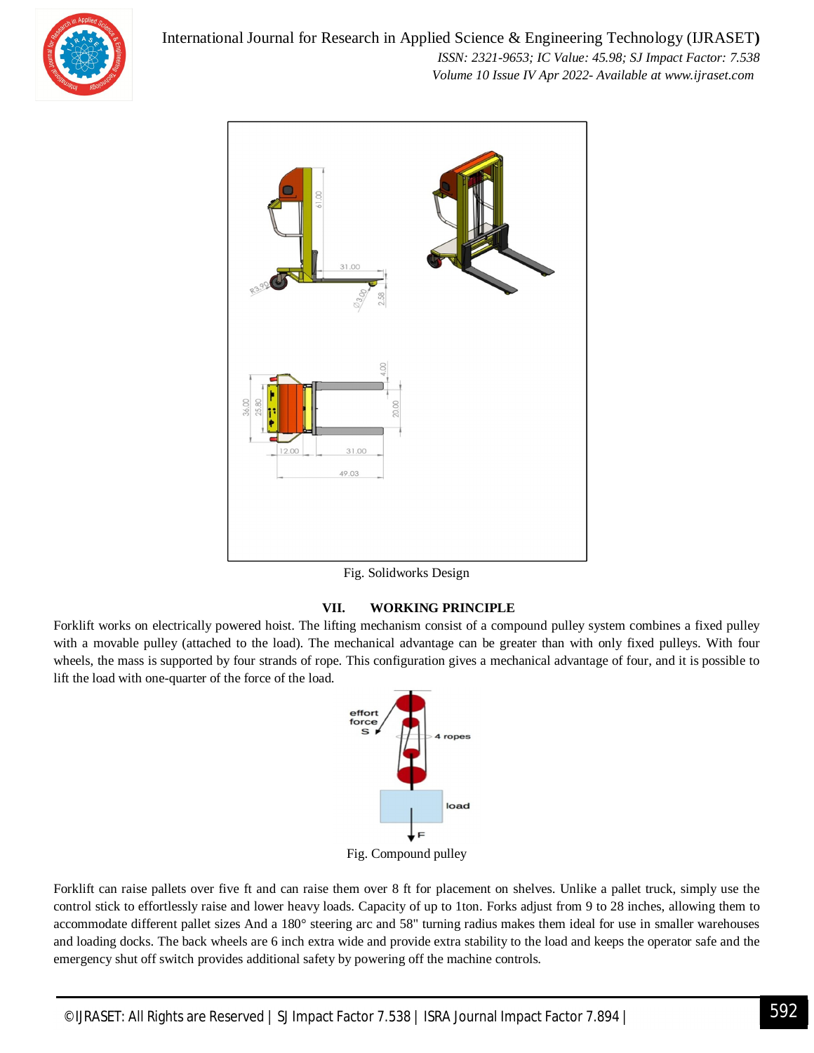Fig. Solidworks Design

## VII. WORKING PRINCIPLE

Forklift works on electrically powered hoist. The lifting mechanism consist of a compound pulley system combines a fixed pulley with a movable pulley (attached to the load). The mechanical advantage can be greater than with only fixed pulleys. With four wheels, the mass is supported by four strands of rope. This configuration gives a mechanical advantage of four, and it is possible to lift the load with one-quarter of the force of the load.

Fig. Compound pulley

Forklift can raise pallets over five ft and can raise them over 8 ft for placement on shelves. Unlike a pallet truck, simply use the control stick to effortlessly raise and lower heavy loads. Capacity of up to 1ton. Forks adjust from 9 to 28 inches, allowing them to accommodate different pallet sizes And a 180° steering arc and 58" turning radius makes them ideal for use in smaller warehouses and loading docks. The back wheels are 6 inch extra wide and provide extra stability to the load and keeps the operator safe and the emergency shut off switch provides additional safety by powering off the machine controls.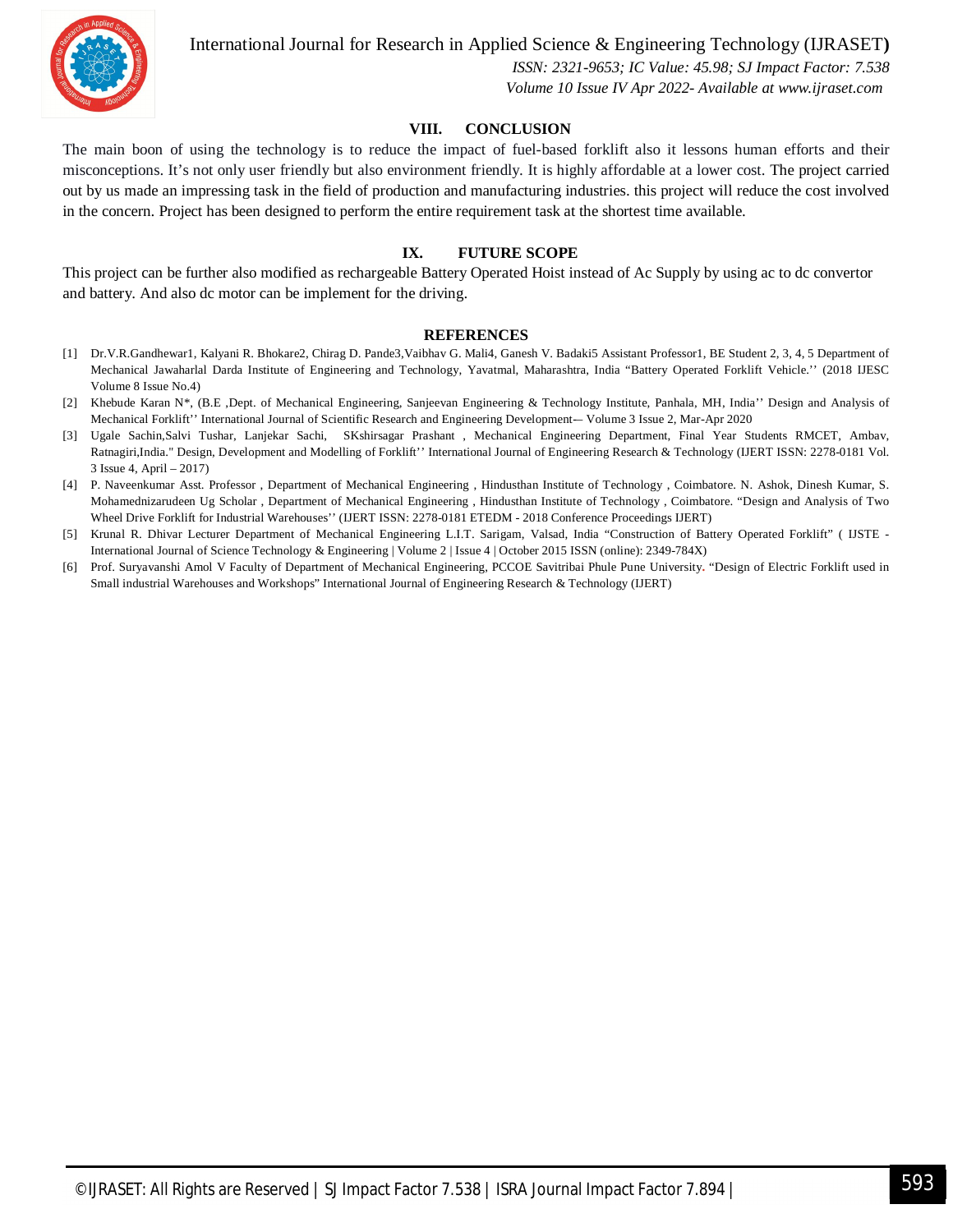## VIII. CONCLUSION

The main boon of using the technology is to reduce the impact of fuel-based forklift also it lessons human efforts and their misconceptions. It's not only user friendly but also environment friendly. It is highly affordable at a lower cost. The project carried out by us made an impressing task in the field of production and manufacturing industries. this project will reduce the cost involved in the concern. Project has been designed to perform the entire requirement task at the shortest time available.

## IX. FUTURE SCOPE

This project can be further also modified as rechargeable Battery Operated Hoist instead of Ac Supply by using ac to dc convertor and battery. And also dc motor can be implement for the driving.

## REFERENCES

[1] Dr.V.R.Gandhewar1, Kalyani R. Bhokare2, Chirag D. Pande3,Vaibhav G. Mali4, Ganesh V. Badaki5 Assistant Professor1, BE Student 2, 3, 4, 5 Department of Mechanical Jawaharlal Darda Institute of Engineering and Technology, Yavatmal, Maharashtra, India "Battery Operated Forklift Vehicle.'' (2018 IJESC Volume 8 Issue No.4)

[2] Khebude Karan N*, (B.E ,Dept. of Mechanical Engineering, Sanjeevan Engineering & Technology Institute, Panhala, MH, India'' Design and Analysis of Mechanical Forklift'' International Journal of Scientific Research and Engineering Development— Volume 3 Issue 2, Mar-Apr 2020

[3] Ugale Sachin,Salvi Tushar, Lanjekar Sachi, SKshirsagar Prashant , Mechanical Engineering Department, Final Year Students RMCET, Ambav, Ratnagiri,India." Design, Development and Modelling of Forklift'' International Journal of Engineering Research & Technology (IJERT ISSN: 2278-0181 Vol. 3 Issue 4, April – 2017)

[4] P. Naveenkumar Asst. Professor , Department of Mechanical Engineering , Hindusthan Institute of Technology , Coimbatore. N. Ashok, Dinesh Kumar, S. Mohamednizarudeen Ug Scholar , Department of Mechanical Engineering , Hindusthan Institute of Technology , Coimbatore. "Design and Analysis of Two Wheel Drive Forklift for Industrial Warehouses'' (IJERT ISSN: 2278-0181 ETEDM - 2018 Conference Proceedings IJERT)

[5] Krunal R. Dhivar Lecturer Department of Mechanical Engineering L.I.T. Sarigam, Valsad, India "Construction of Battery Operated Forklift" ( IJSTE - International Journal of Science Technology & Engineering | Volume 2 | Issue 4 | October 2015 ISSN (online): 2349-784X)

[6] Prof. Suryavanshi Amol V Faculty of Department of Mechanical Engineering, PCCOE Savitribai Phule Pune University. "Design of Electric Forklift used in Small industrial Warehouses and Workshops" International Journal of Engineering Research & Technology (IJERT)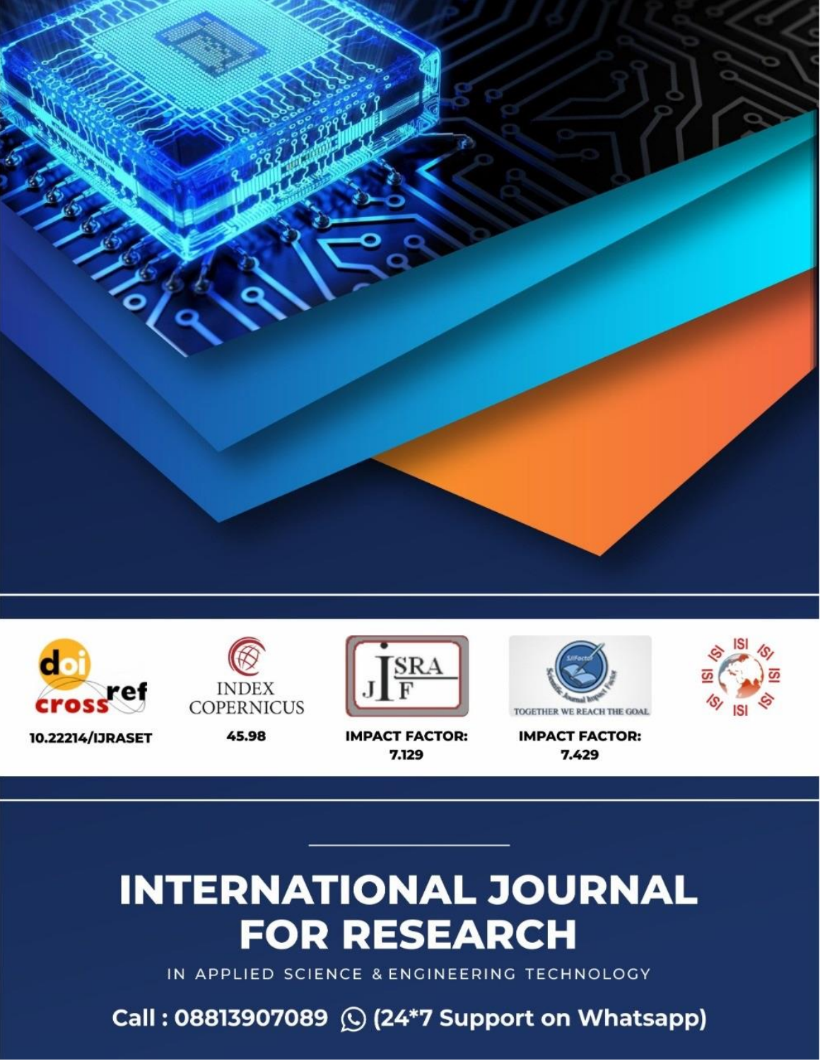10.22214/IJRASET

45.98

IMPACT FACTOR: 7.129

IMPACT FACTOR: 7.429

# INTERNATIONAL JOURNAL FOR RESEARCH

IN APPLIED SCIENCE & ENGINEERING TECHNOLOGY

Call : 08813907089 (24*7 Support on Whatsapp)